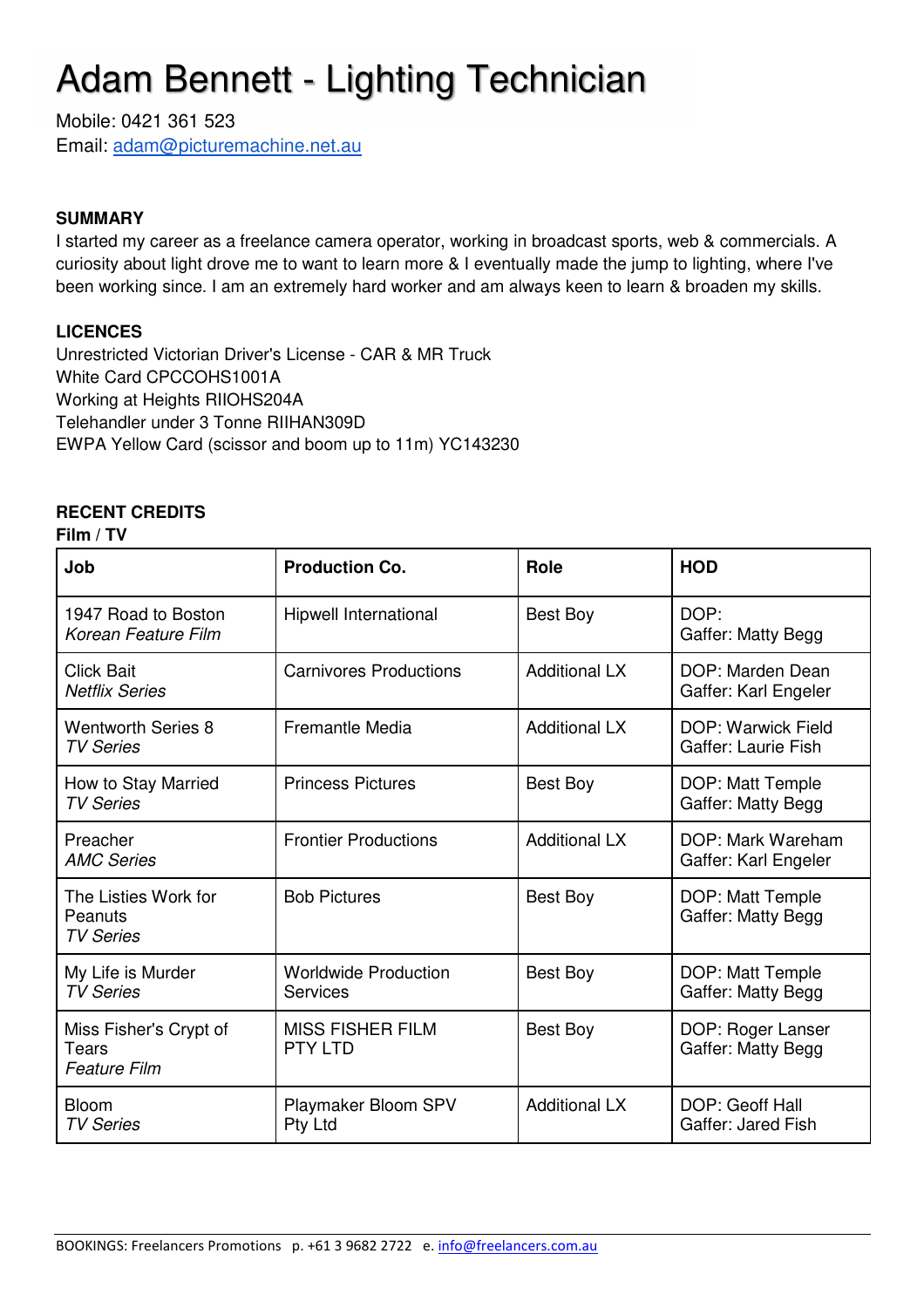# Adam Bennett - Lighting Technician

Mobile: 0421 361 523
Email: adam@picturemachine.net.au

**SUMMARY**

I started my career as a freelance camera operator, working in broadcast sports, web & commercials. A curiosity about light drove me to want to learn more & I eventually made the jump to lighting, where I've been working since. I am an extremely hard worker and am always keen to learn & broaden my skills.

**LICENCES**

Unrestricted Victorian Driver's License - CAR & MR Truck
White Card CPCCOHS1001A
Working at Heights RIIOHS204A
Telehandler under 3 Tonne RIIHAN309D
EWPA Yellow Card (scissor and boom up to 11m) YC143230

**RECENT CREDITS**

**Film / TV**

| Job | Production Co. | Role | HOD |
| --- | --- | --- | --- |
| 1947 Road to Boston<br>*Korean Feature Film* | Hipwell International | Best Boy | DOP:<br>Gaffer: Matty Begg |
| Click Bait<br>*Netflix Series* | Carnivores Productions | Additional LX | DOP: Marden Dean<br>Gaffer: Karl Engeler |
| Wentworth Series 8<br>*TV Series* | Fremantle Media | Additional LX | DOP: Warwick Field<br>Gaffer: Laurie Fish |
| How to Stay Married<br>*TV Series* | Princess Pictures | Best Boy | DOP: Matt Temple<br>Gaffer: Matty Begg |
| Preacher<br>*AMC Series* | Frontier Productions | Additional LX | DOP: Mark Wareham<br>Gaffer: Karl Engeler |
| The Listies Work for Peanuts<br>*TV Series* | Bob Pictures | Best Boy | DOP: Matt Temple<br>Gaffer: Matty Begg |
| My Life is Murder<br>*TV Series* | Worldwide Production Services | Best Boy | DOP: Matt Temple<br>Gaffer: Matty Begg |
| Miss Fisher's Crypt of Tears<br>*Feature Film* | MISS FISHER FILM PTY LTD | Best Boy | DOP: Roger Lanser<br>Gaffer: Matty Begg |
| Bloom<br>*TV Series* | Playmaker Bloom SPV Pty Ltd | Additional LX | DOP: Geoff Hall<br>Gaffer: Jared Fish |

BOOKINGS: Freelancers Promotions p. +61 3 9682 2722 e. info@freelancers.com.au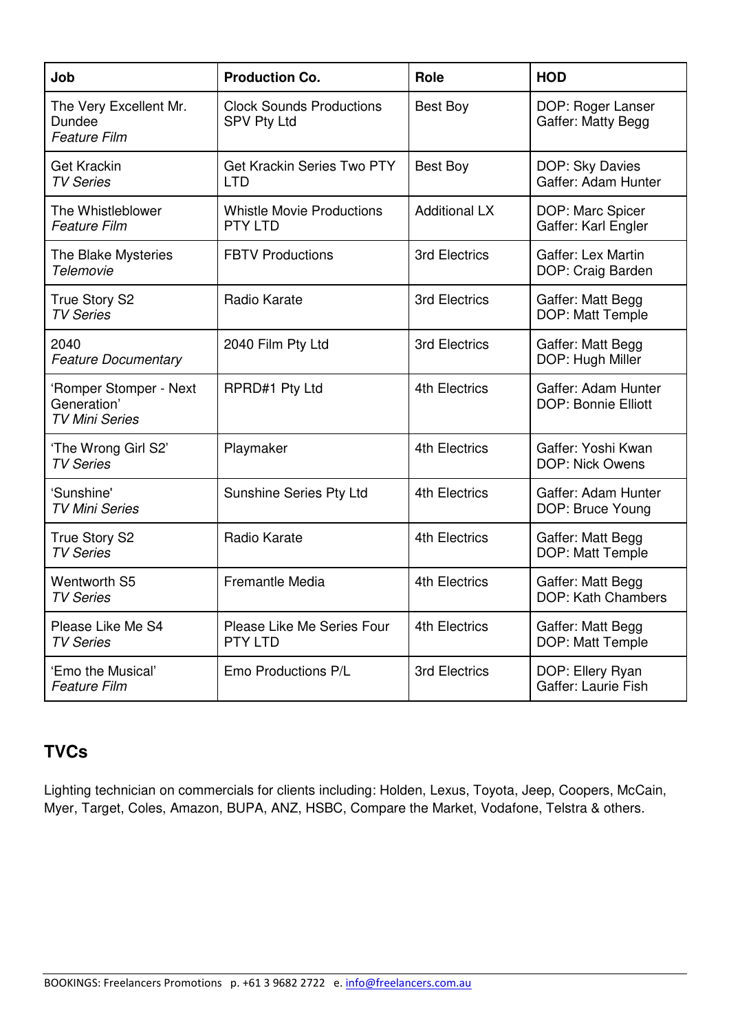| Job | Production Co. | Role | HOD |
|---|---|---|---|
| The Very Excellent Mr. Dundee *Feature Film* | Clock Sounds Productions SPV Pty Ltd | Best Boy | DOP: Roger Lanser Gaffer: Matty Begg |
| Get Krackin *TV Series* | Get Krackin Series Two PTY LTD | Best Boy | DOP: Sky Davies Gaffer: Adam Hunter |
| The Whistleblower *Feature Film* | Whistle Movie Productions PTY LTD | Additional LX | DOP: Marc Spicer Gaffer: Karl Engler |
| The Blake Mysteries *Telemovie* | FBTV Productions | 3rd Electrics | Gaffer: Lex Martin DOP: Craig Barden |
| True Story S2 *TV Series* | Radio Karate | 3rd Electrics | Gaffer: Matt Begg DOP: Matt Temple |
| 2040 *Feature Documentary* | 2040 Film Pty Ltd | 3rd Electrics | Gaffer: Matt Begg DOP: Hugh Miller |
| 'Romper Stomper - Next Generation' *TV Mini Series* | RPRD#1 Pty Ltd | 4th Electrics | Gaffer: Adam Hunter DOP: Bonnie Elliott |
| 'The Wrong Girl S2' *TV Series* | Playmaker | 4th Electrics | Gaffer: Yoshi Kwan DOP: Nick Owens |
| 'Sunshine' *TV Mini Series* | Sunshine Series Pty Ltd | 4th Electrics | Gaffer: Adam Hunter DOP: Bruce Young |
| True Story S2 *TV Series* | Radio Karate | 4th Electrics | Gaffer: Matt Begg DOP: Matt Temple |
| Wentworth S5 *TV Series* | Fremantle Media | 4th Electrics | Gaffer: Matt Begg DOP: Kath Chambers |
| Please Like Me S4 *TV Series* | Please Like Me Series Four PTY LTD | 4th Electrics | Gaffer: Matt Begg DOP: Matt Temple |
| 'Emo the Musical' *Feature Film* | Emo Productions P/L | 3rd Electrics | DOP: Ellery Ryan Gaffer: Laurie Fish |

## TVCs

Lighting technician on commercials for clients including: Holden, Lexus, Toyota, Jeep, Coopers, McCain, Myer, Target, Coles, Amazon, BUPA, ANZ, HSBC, Compare the Market, Vodafone, Telstra & others.

BOOKINGS: Freelancers Promotions p. +61 3 9682 2722 e. info@freelancers.com.au